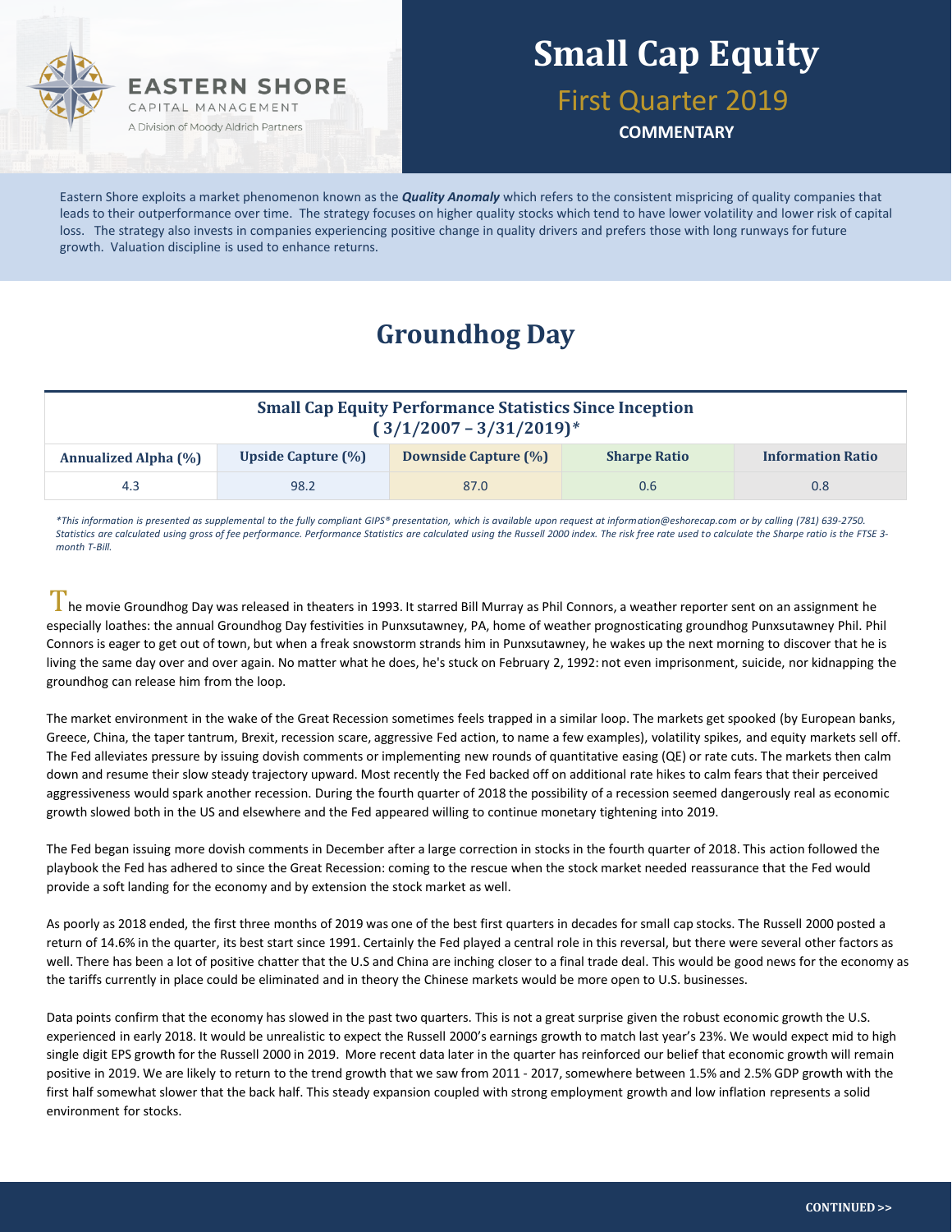EASTERN SHORE
CAPITAL MANAGEMENT
A Division of Moody Aldrich Partners

# Small Cap Equity

## First Quarter 2019

**COMMENTARY**

Eastern Shore exploits a market phenomenon known as the ***Quality Anomaly*** which refers to the consistent mispricing of quality companies that leads to their outperformance over time. The strategy focuses on higher quality stocks which tend to have lower volatility and lower risk of capital loss. The strategy also invests in companies experiencing positive change in quality drivers and prefers those with long runways for future growth. Valuation discipline is used to enhance returns.

## Groundhog Day

**Small Cap Equity Performance Statistics Since Inception (3/1/2007 – 3/31/2019)***

| Annualized Alpha (%) | Upside Capture (%) | Downside Capture (%) | Sharpe Ratio | Information Ratio |
|---|---|---|---|---|
| 4.3 | 98.2 | 87.0 | 0.6 | 0.8 |

*\*This information is presented as supplemental to the fully compliant GIPS® presentation, which is available upon request at information@eshorecap.com or by calling (781) 639-2750. Statistics are calculated using gross of fee performance. Performance Statistics are calculated using the Russell 2000 index. The risk free rate used to calculate the Sharpe ratio is the FTSE 3-month T-Bill.*

The movie Groundhog Day was released in theaters in 1993. It starred Bill Murray as Phil Connors, a weather reporter sent on an assignment he especially loathes: the annual Groundhog Day festivities in Punxsutawney, PA, home of weather prognosticating groundhog Punxsutawney Phil. Phil Connors is eager to get out of town, but when a freak snowstorm strands him in Punxsutawney, he wakes up the next morning to discover that he is living the same day over and over again. No matter what he does, he's stuck on February 2, 1992: not even imprisonment, suicide, nor kidnapping the groundhog can release him from the loop.

The market environment in the wake of the Great Recession sometimes feels trapped in a similar loop. The markets get spooked (by European banks, Greece, China, the taper tantrum, Brexit, recession scare, aggressive Fed action, to name a few examples), volatility spikes, and equity markets sell off. The Fed alleviates pressure by issuing dovish comments or implementing new rounds of quantitative easing (QE) or rate cuts. The markets then calm down and resume their slow steady trajectory upward. Most recently the Fed backed off on additional rate hikes to calm fears that their perceived aggressiveness would spark another recession. During the fourth quarter of 2018 the possibility of a recession seemed dangerously real as economic growth slowed both in the US and elsewhere and the Fed appeared willing to continue monetary tightening into 2019.

The Fed began issuing more dovish comments in December after a large correction in stocks in the fourth quarter of 2018. This action followed the playbook the Fed has adhered to since the Great Recession: coming to the rescue when the stock market needed reassurance that the Fed would provide a soft landing for the economy and by extension the stock market as well.

As poorly as 2018 ended, the first three months of 2019 was one of the best first quarters in decades for small cap stocks. The Russell 2000 posted a return of 14.6% in the quarter, its best start since 1991. Certainly the Fed played a central role in this reversal, but there were several other factors as well. There has been a lot of positive chatter that the U.S and China are inching closer to a final trade deal. This would be good news for the economy as the tariffs currently in place could be eliminated and in theory the Chinese markets would be more open to U.S. businesses.

Data points confirm that the economy has slowed in the past two quarters. This is not a great surprise given the robust economic growth the U.S. experienced in early 2018. It would be unrealistic to expect the Russell 2000's earnings growth to match last year's 23%. We would expect mid to high single digit EPS growth for the Russell 2000 in 2019. More recent data later in the quarter has reinforced our belief that economic growth will remain positive in 2019. We are likely to return to the trend growth that we saw from 2011 - 2017, somewhere between 1.5% and 2.5% GDP growth with the first half somewhat slower that the back half. This steady expansion coupled with strong employment growth and low inflation represents a solid environment for stocks.

CONTINUED >>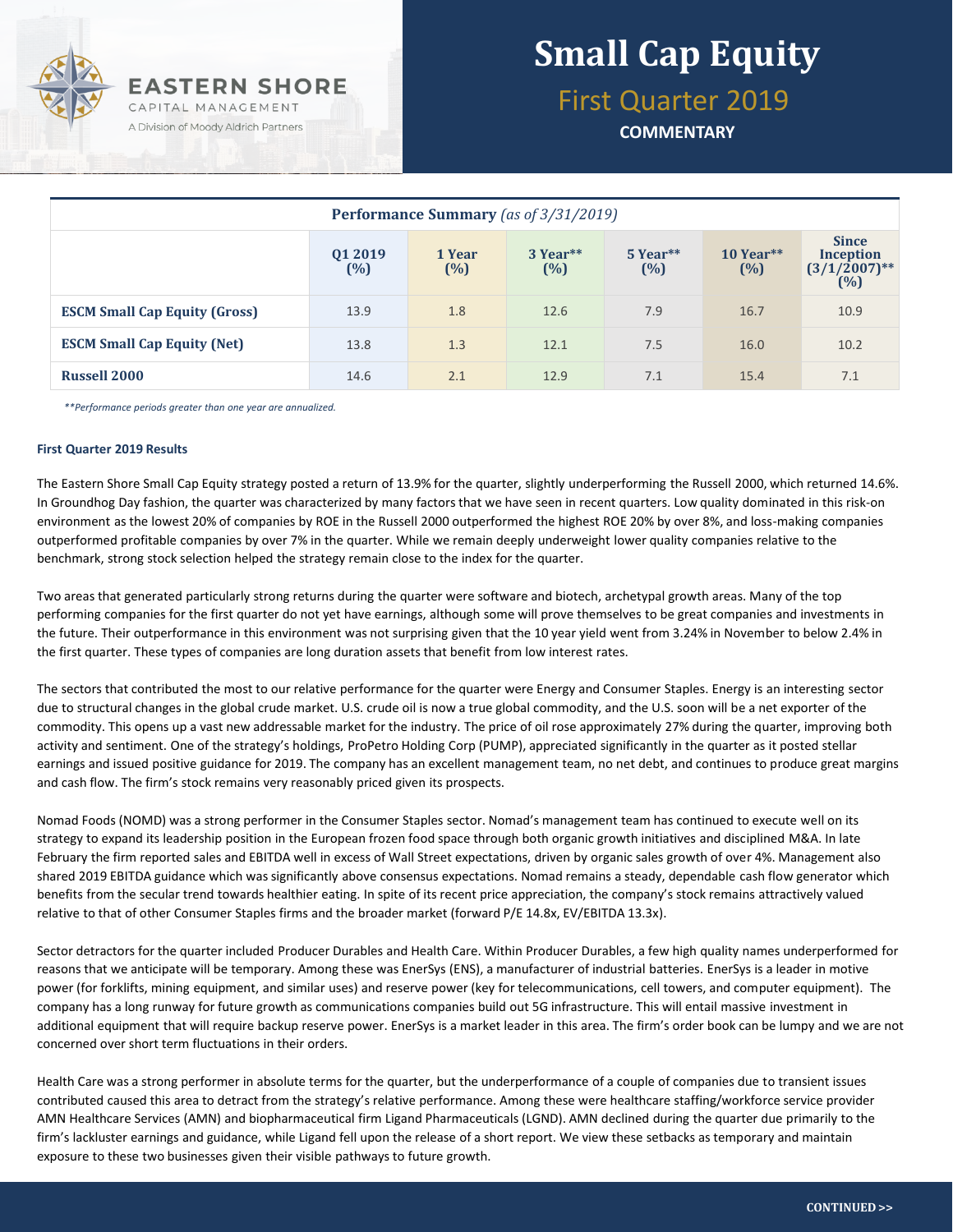# Small Cap Equity

## First Quarter 2019

**COMMENTARY**

EASTERN SHORE CAPITAL MANAGEMENT
A Division of Moody Aldrich Partners

| **Performance Summary** *(as of 3/31/2019)* | | | | | | |
|---|---|---|---|---|---|---|
| | **Q1 2019 (%)** | **1 Year (%)** | **3 Year\*\* (%)** | **5 Year\*\* (%)** | **10 Year\*\* (%)** | **Since Inception (3/1/2007)\*\* (%)** |
| **ESCM Small Cap Equity (Gross)** | 13.9 | 1.8 | 12.6 | 7.9 | 16.7 | 10.9 |
| **ESCM Small Cap Equity (Net)** | 13.8 | 1.3 | 12.1 | 7.5 | 16.0 | 10.2 |
| **Russell 2000** | 14.6 | 2.1 | 12.9 | 7.1 | 15.4 | 7.1 |

*\*\*Performance periods greater than one year are annualized.*

**First Quarter 2019 Results**

The Eastern Shore Small Cap Equity strategy posted a return of 13.9% for the quarter, slightly underperforming the Russell 2000, which returned 14.6%. In Groundhog Day fashion, the quarter was characterized by many factors that we have seen in recent quarters. Low quality dominated in this risk-on environment as the lowest 20% of companies by ROE in the Russell 2000 outperformed the highest ROE 20% by over 8%, and loss-making companies outperformed profitable companies by over 7% in the quarter. While we remain deeply underweight lower quality companies relative to the benchmark, strong stock selection helped the strategy remain close to the index for the quarter.

Two areas that generated particularly strong returns during the quarter were software and biotech, archetypal growth areas. Many of the top performing companies for the first quarter do not yet have earnings, although some will prove themselves to be great companies and investments in the future. Their outperformance in this environment was not surprising given that the 10 year yield went from 3.24% in November to below 2.4% in the first quarter. These types of companies are long duration assets that benefit from low interest rates.

The sectors that contributed the most to our relative performance for the quarter were Energy and Consumer Staples. Energy is an interesting sector due to structural changes in the global crude market. U.S. crude oil is now a true global commodity, and the U.S. soon will be a net exporter of the commodity. This opens up a vast new addressable market for the industry. The price of oil rose approximately 27% during the quarter, improving both activity and sentiment. One of the strategy's holdings, ProPetro Holding Corp (PUMP), appreciated significantly in the quarter as it posted stellar earnings and issued positive guidance for 2019. The company has an excellent management team, no net debt, and continues to produce great margins and cash flow. The firm's stock remains very reasonably priced given its prospects.

Nomad Foods (NOMD) was a strong performer in the Consumer Staples sector. Nomad's management team has continued to execute well on its strategy to expand its leadership position in the European frozen food space through both organic growth initiatives and disciplined M&A. In late February the firm reported sales and EBITDA well in excess of Wall Street expectations, driven by organic sales growth of over 4%. Management also shared 2019 EBITDA guidance which was significantly above consensus expectations. Nomad remains a steady, dependable cash flow generator which benefits from the secular trend towards healthier eating. In spite of its recent price appreciation, the company's stock remains attractively valued relative to that of other Consumer Staples firms and the broader market (forward P/E 14.8x, EV/EBITDA 13.3x).

Sector detractors for the quarter included Producer Durables and Health Care. Within Producer Durables, a few high quality names underperformed for reasons that we anticipate will be temporary. Among these was EnerSys (ENS), a manufacturer of industrial batteries. EnerSys is a leader in motive power (for forklifts, mining equipment, and similar uses) and reserve power (key for telecommunications, cell towers, and computer equipment). The company has a long runway for future growth as communications companies build out 5G infrastructure. This will entail massive investment in additional equipment that will require backup reserve power. EnerSys is a market leader in this area. The firm's order book can be lumpy and we are not concerned over short term fluctuations in their orders.

Health Care was a strong performer in absolute terms for the quarter, but the underperformance of a couple of companies due to transient issues contributed caused this area to detract from the strategy's relative performance. Among these were healthcare staffing/workforce service provider AMN Healthcare Services (AMN) and biopharmaceutical firm Ligand Pharmaceuticals (LGND). AMN declined during the quarter due primarily to the firm's lackluster earnings and guidance, while Ligand fell upon the release of a short report. We view these setbacks as temporary and maintain exposure to these two businesses given their visible pathways to future growth.

CONTINUED >>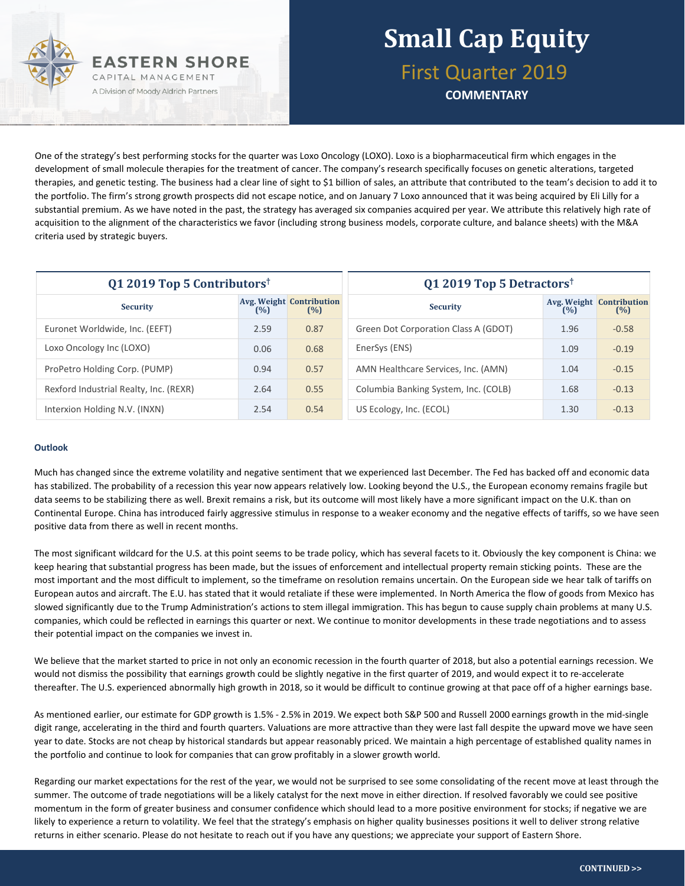One of the strategy's best performing stocks for the quarter was Loxo Oncology (LOXO). Loxo is a biopharmaceutical firm which engages in the development of small molecule therapies for the treatment of cancer. The company's research specifically focuses on genetic alterations, targeted therapies, and genetic testing. The business had a clear line of sight to $1 billion of sales, an attribute that contributed to the team's decision to add it to the portfolio. The firm's strong growth prospects did not escape notice, and on January 7 Loxo announced that it was being acquired by Eli Lilly for a substantial premium. As we have noted in the past, the strategy has averaged six companies acquired per year. We attribute this relatively high rate of acquisition to the alignment of the characteristics we favor (including strong business models, corporate culture, and balance sheets) with the M&A criteria used by strategic buyers.

**Q1 2019 Top 5 Contributors†**

| Security | Avg. Weight (%) | Contribution (%) |
|---|---|---|
| Euronet Worldwide, Inc. (EEFT) | 2.59 | 0.87 |
| Loxo Oncology Inc (LOXO) | 0.06 | 0.68 |
| ProPetro Holding Corp. (PUMP) | 0.94 | 0.57 |
| Rexford Industrial Realty, Inc. (REXR) | 2.64 | 0.55 |
| Interxion Holding N.V. (INXN) | 2.54 | 0.54 |

**Q1 2019 Top 5 Detractors†**

| Security | Avg. Weight (%) | Contribution (%) |
|---|---|---|
| Green Dot Corporation Class A (GDOT) | 1.96 | -0.58 |
| EnerSys (ENS) | 1.09 | -0.19 |
| AMN Healthcare Services, Inc. (AMN) | 1.04 | -0.15 |
| Columbia Banking System, Inc. (COLB) | 1.68 | -0.13 |
| US Ecology, Inc. (ECOL) | 1.30 | -0.13 |

### Outlook

Much has changed since the extreme volatility and negative sentiment that we experienced last December. The Fed has backed off and economic data has stabilized. The probability of a recession this year now appears relatively low. Looking beyond the U.S., the European economy remains fragile but data seems to be stabilizing there as well. Brexit remains a risk, but its outcome will most likely have a more significant impact on the U.K. than on Continental Europe. China has introduced fairly aggressive stimulus in response to a weaker economy and the negative effects of tariffs, so we have seen positive data from there as well in recent months.

The most significant wildcard for the U.S. at this point seems to be trade policy, which has several facets to it. Obviously the key component is China: we keep hearing that substantial progress has been made, but the issues of enforcement and intellectual property remain sticking points. These are the most important and the most difficult to implement, so the timeframe on resolution remains uncertain. On the European side we hear talk of tariffs on European autos and aircraft. The E.U. has stated that it would retaliate if these were implemented. In North America the flow of goods from Mexico has slowed significantly due to the Trump Administration's actions to stem illegal immigration. This has begun to cause supply chain problems at many U.S. companies, which could be reflected in earnings this quarter or next. We continue to monitor developments in these trade negotiations and to assess their potential impact on the companies we invest in.

We believe that the market started to price in not only an economic recession in the fourth quarter of 2018, but also a potential earnings recession. We would not dismiss the possibility that earnings growth could be slightly negative in the first quarter of 2019, and would expect it to re-accelerate thereafter. The U.S. experienced abnormally high growth in 2018, so it would be difficult to continue growing at that pace off of a higher earnings base.

As mentioned earlier, our estimate for GDP growth is 1.5% - 2.5% in 2019. We expect both S&P 500 and Russell 2000 earnings growth in the mid-single digit range, accelerating in the third and fourth quarters. Valuations are more attractive than they were last fall despite the upward move we have seen year to date. Stocks are not cheap by historical standards but appear reasonably priced. We maintain a high percentage of established quality names in the portfolio and continue to look for companies that can grow profitably in a slower growth world.

Regarding our market expectations for the rest of the year, we would not be surprised to see some consolidating of the recent move at least through the summer. The outcome of trade negotiations will be a likely catalyst for the next move in either direction. If resolved favorably we could see positive momentum in the form of greater business and consumer confidence which should lead to a more positive environment for stocks; if negative we are likely to experience a return to volatility. We feel that the strategy's emphasis on higher quality businesses positions it well to deliver strong relative returns in either scenario. Please do not hesitate to reach out if you have any questions; we appreciate your support of Eastern Shore.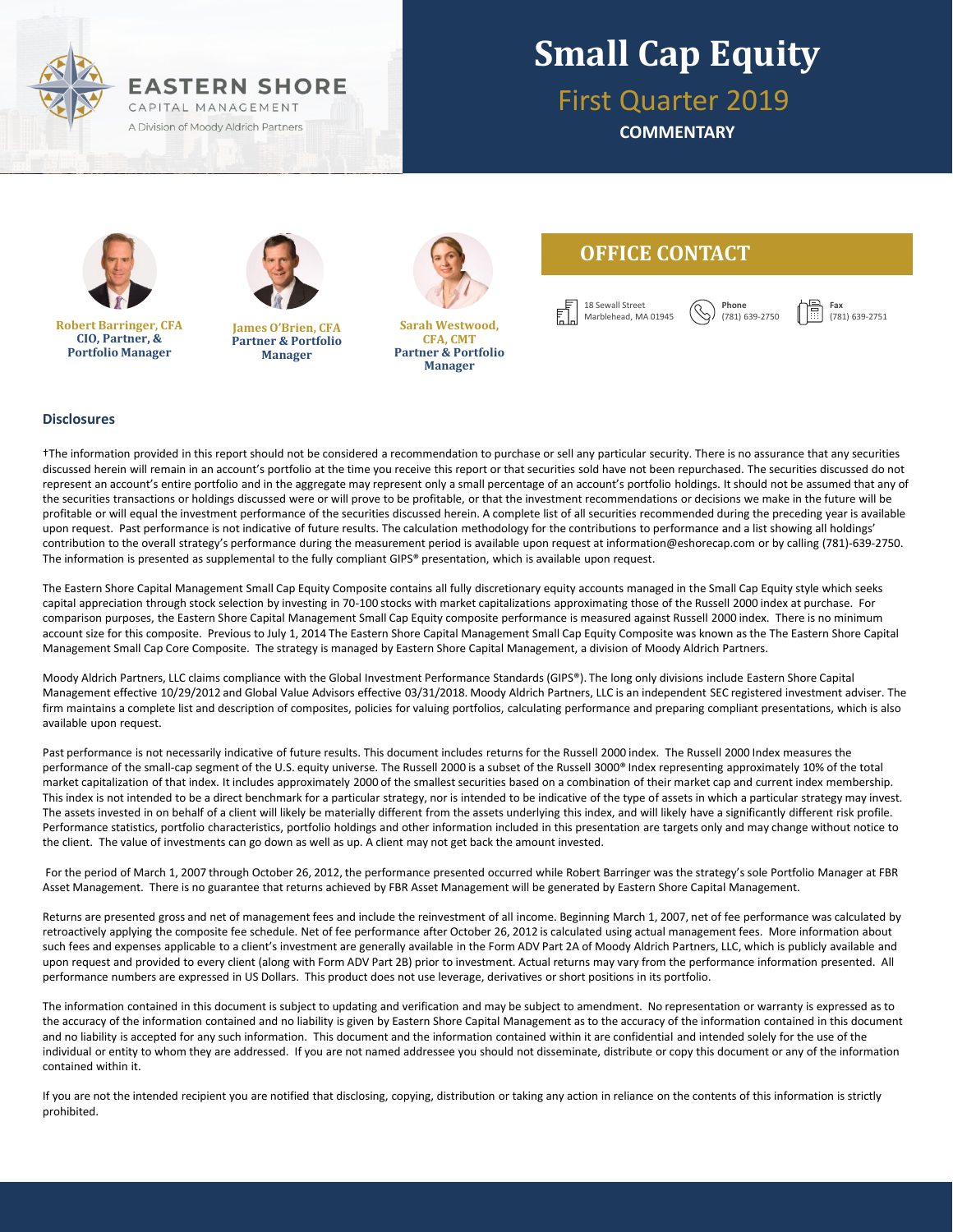EASTERN SHORE
CAPITAL MANAGEMENT
A Division of Moody Aldrich Partners

# Small Cap Equity

## First Quarter 2019

**COMMENTARY**

**Robert Barringer, CFA**
**CIO, Partner, & Portfolio Manager**

**James O'Brien, CFA**
**Partner & Portfolio Manager**

**Sarah Westwood, CFA, CMT**
**Partner & Portfolio Manager**

## OFFICE CONTACT

18 Sewall Street
Marblehead, MA 01945

**Phone**
(781) 639-2750

**Fax**
(781) 639-2751

### Disclosures

†The information provided in this report should not be considered a recommendation to purchase or sell any particular security. There is no assurance that any securities discussed herein will remain in an account's portfolio at the time you receive this report or that securities sold have not been repurchased. The securities discussed do not represent an account's entire portfolio and in the aggregate may represent only a small percentage of an account's portfolio holdings. It should not be assumed that any of the securities transactions or holdings discussed were or will prove to be profitable, or that the investment recommendations or decisions we make in the future will be profitable or will equal the investment performance of the securities discussed herein. A complete list of all securities recommended during the preceding year is available upon request. Past performance is not indicative of future results. The calculation methodology for the contributions to performance and a list showing all holdings' contribution to the overall strategy's performance during the measurement period is available upon request at information@eshorecap.com or by calling (781)-639-2750. The information is presented as supplemental to the fully compliant GIPS® presentation, which is available upon request.

The Eastern Shore Capital Management Small Cap Equity Composite contains all fully discretionary equity accounts managed in the Small Cap Equity style which seeks capital appreciation through stock selection by investing in 70-100 stocks with market capitalizations approximating those of the Russell 2000 index at purchase. For comparison purposes, the Eastern Shore Capital Management Small Cap Equity composite performance is measured against Russell 2000 index. There is no minimum account size for this composite. Previous to July 1, 2014 The Eastern Shore Capital Management Small Cap Equity Composite was known as the The Eastern Shore Capital Management Small Cap Core Composite. The strategy is managed by Eastern Shore Capital Management, a division of Moody Aldrich Partners.

Moody Aldrich Partners, LLC claims compliance with the Global Investment Performance Standards (GIPS®). The long only divisions include Eastern Shore Capital Management effective 10/29/2012 and Global Value Advisors effective 03/31/2018. Moody Aldrich Partners, LLC is an independent SEC registered investment adviser. The firm maintains a complete list and description of composites, policies for valuing portfolios, calculating performance and preparing compliant presentations, which is also available upon request.

Past performance is not necessarily indicative of future results. This document includes returns for the Russell 2000 index. The Russell 2000 Index measures the performance of the small-cap segment of the U.S. equity universe. The Russell 2000 is a subset of the Russell 3000® Index representing approximately 10% of the total market capitalization of that index. It includes approximately 2000 of the smallest securities based on a combination of their market cap and current index membership. This index is not intended to be a direct benchmark for a particular strategy, nor is intended to be indicative of the type of assets in which a particular strategy may invest. The assets invested in on behalf of a client will likely be materially different from the assets underlying this index, and will likely have a significantly different risk profile. Performance statistics, portfolio characteristics, portfolio holdings and other information included in this presentation are targets only and may change without notice to the client. The value of investments can go down as well as up. A client may not get back the amount invested.

For the period of March 1, 2007 through October 26, 2012, the performance presented occurred while Robert Barringer was the strategy's sole Portfolio Manager at FBR Asset Management. There is no guarantee that returns achieved by FBR Asset Management will be generated by Eastern Shore Capital Management.

Returns are presented gross and net of management fees and include the reinvestment of all income. Beginning March 1, 2007, net of fee performance was calculated by retroactively applying the composite fee schedule. Net of fee performance after October 26, 2012 is calculated using actual management fees. More information about such fees and expenses applicable to a client's investment are generally available in the Form ADV Part 2A of Moody Aldrich Partners, LLC, which is publicly available and upon request and provided to every client (along with Form ADV Part 2B) prior to investment. Actual returns may vary from the performance information presented. All performance numbers are expressed in US Dollars. This product does not use leverage, derivatives or short positions in its portfolio.

The information contained in this document is subject to updating and verification and may be subject to amendment. No representation or warranty is expressed as to the accuracy of the information contained and no liability is given by Eastern Shore Capital Management as to the accuracy of the information contained in this document and no liability is accepted for any such information. This document and the information contained within it are confidential and intended solely for the use of the individual or entity to whom they are addressed. If you are not named addressee you should not disseminate, distribute or copy this document or any of the information contained within it.

If you are not the intended recipient you are notified that disclosing, copying, distribution or taking any action in reliance on the contents of this information is strictly prohibited.